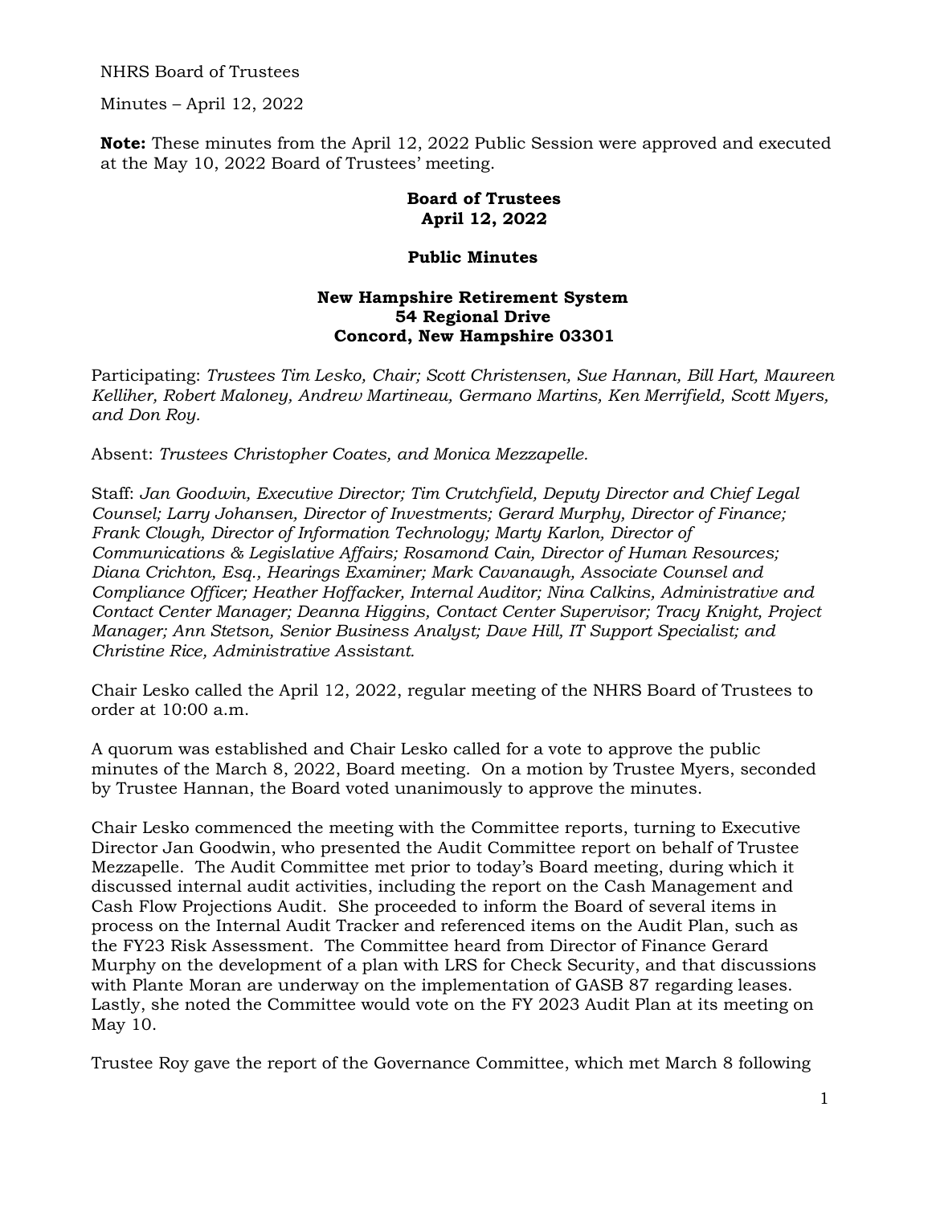NHRS Board of Trustees

Minutes – April 12, 2022

**Note:** These minutes from the April 12, 2022 Public Session were approved and executed at the May 10, 2022 Board of Trustees' meeting.

**Board of Trustees**
**April 12, 2022**

**Public Minutes**

**New Hampshire Retirement System**
**54 Regional Drive**
**Concord, New Hampshire 03301**

Participating: *Trustees Tim Lesko, Chair; Scott Christensen, Sue Hannan, Bill Hart, Maureen Kelliher, Robert Maloney, Andrew Martineau, Germano Martins, Ken Merrifield, Scott Myers, and Don Roy.*

Absent: *Trustees Christopher Coates, and Monica Mezzapelle.*

Staff: *Jan Goodwin, Executive Director; Tim Crutchfield, Deputy Director and Chief Legal Counsel; Larry Johansen, Director of Investments; Gerard Murphy, Director of Finance; Frank Clough, Director of Information Technology; Marty Karlon, Director of Communications & Legislative Affairs; Rosamond Cain, Director of Human Resources; Diana Crichton, Esq., Hearings Examiner; Mark Cavanaugh, Associate Counsel and Compliance Officer; Heather Hoffacker, Internal Auditor; Nina Calkins, Administrative and Contact Center Manager; Deanna Higgins, Contact Center Supervisor; Tracy Knight, Project Manager; Ann Stetson, Senior Business Analyst; Dave Hill, IT Support Specialist; and Christine Rice, Administrative Assistant.*

Chair Lesko called the April 12, 2022, regular meeting of the NHRS Board of Trustees to order at 10:00 a.m.

A quorum was established and Chair Lesko called for a vote to approve the public minutes of the March 8, 2022, Board meeting. On a motion by Trustee Myers, seconded by Trustee Hannan, the Board voted unanimously to approve the minutes.

Chair Lesko commenced the meeting with the Committee reports, turning to Executive Director Jan Goodwin, who presented the Audit Committee report on behalf of Trustee Mezzapelle. The Audit Committee met prior to today's Board meeting, during which it discussed internal audit activities, including the report on the Cash Management and Cash Flow Projections Audit. She proceeded to inform the Board of several items in process on the Internal Audit Tracker and referenced items on the Audit Plan, such as the FY23 Risk Assessment. The Committee heard from Director of Finance Gerard Murphy on the development of a plan with LRS for Check Security, and that discussions with Plante Moran are underway on the implementation of GASB 87 regarding leases. Lastly, she noted the Committee would vote on the FY 2023 Audit Plan at its meeting on May 10.

Trustee Roy gave the report of the Governance Committee, which met March 8 following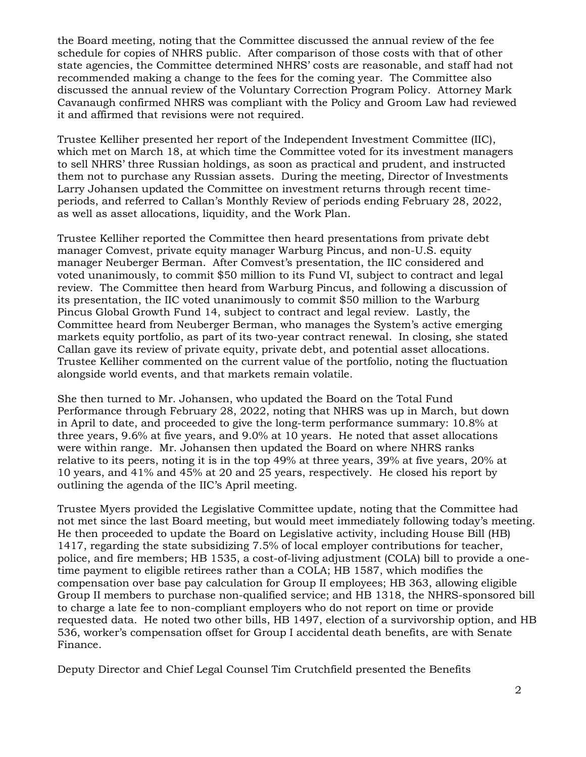the Board meeting, noting that the Committee discussed the annual review of the fee schedule for copies of NHRS public. After comparison of those costs with that of other state agencies, the Committee determined NHRS' costs are reasonable, and staff had not recommended making a change to the fees for the coming year. The Committee also discussed the annual review of the Voluntary Correction Program Policy. Attorney Mark Cavanaugh confirmed NHRS was compliant with the Policy and Groom Law had reviewed it and affirmed that revisions were not required.

Trustee Kelliher presented her report of the Independent Investment Committee (IIC), which met on March 18, at which time the Committee voted for its investment managers to sell NHRS' three Russian holdings, as soon as practical and prudent, and instructed them not to purchase any Russian assets. During the meeting, Director of Investments Larry Johansen updated the Committee on investment returns through recent time-periods, and referred to Callan's Monthly Review of periods ending February 28, 2022, as well as asset allocations, liquidity, and the Work Plan.

Trustee Kelliher reported the Committee then heard presentations from private debt manager Comvest, private equity manager Warburg Pincus, and non-U.S. equity manager Neuberger Berman. After Comvest's presentation, the IIC considered and voted unanimously, to commit $50 million to its Fund VI, subject to contract and legal review. The Committee then heard from Warburg Pincus, and following a discussion of its presentation, the IIC voted unanimously to commit $50 million to the Warburg Pincus Global Growth Fund 14, subject to contract and legal review. Lastly, the Committee heard from Neuberger Berman, who manages the System's active emerging markets equity portfolio, as part of its two-year contract renewal. In closing, she stated Callan gave its review of private equity, private debt, and potential asset allocations. Trustee Kelliher commented on the current value of the portfolio, noting the fluctuation alongside world events, and that markets remain volatile.

She then turned to Mr. Johansen, who updated the Board on the Total Fund Performance through February 28, 2022, noting that NHRS was up in March, but down in April to date, and proceeded to give the long-term performance summary: 10.8% at three years, 9.6% at five years, and 9.0% at 10 years. He noted that asset allocations were within range. Mr. Johansen then updated the Board on where NHRS ranks relative to its peers, noting it is in the top 49% at three years, 39% at five years, 20% at 10 years, and 41% and 45% at 20 and 25 years, respectively. He closed his report by outlining the agenda of the IIC's April meeting.

Trustee Myers provided the Legislative Committee update, noting that the Committee had not met since the last Board meeting, but would meet immediately following today's meeting. He then proceeded to update the Board on Legislative activity, including House Bill (HB) 1417, regarding the state subsidizing 7.5% of local employer contributions for teacher, police, and fire members; HB 1535, a cost-of-living adjustment (COLA) bill to provide a one-time payment to eligible retirees rather than a COLA; HB 1587, which modifies the compensation over base pay calculation for Group II employees; HB 363, allowing eligible Group II members to purchase non-qualified service; and HB 1318, the NHRS-sponsored bill to charge a late fee to non-compliant employers who do not report on time or provide requested data. He noted two other bills, HB 1497, election of a survivorship option, and HB 536, worker's compensation offset for Group I accidental death benefits, are with Senate Finance.

Deputy Director and Chief Legal Counsel Tim Crutchfield presented the Benefits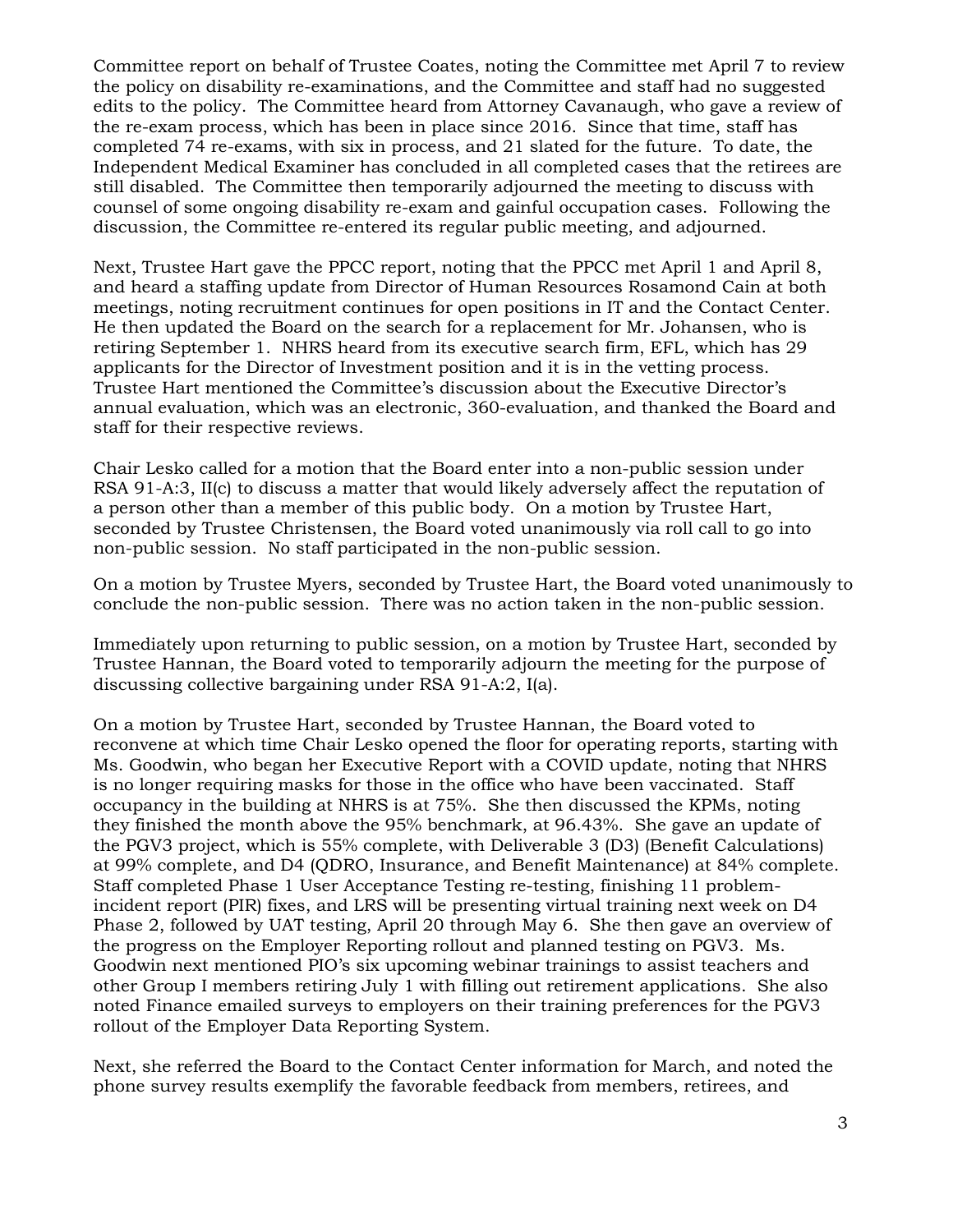Committee report on behalf of Trustee Coates, noting the Committee met April 7 to review the policy on disability re-examinations, and the Committee and staff had no suggested edits to the policy. The Committee heard from Attorney Cavanaugh, who gave a review of the re-exam process, which has been in place since 2016. Since that time, staff has completed 74 re-exams, with six in process, and 21 slated for the future. To date, the Independent Medical Examiner has concluded in all completed cases that the retirees are still disabled. The Committee then temporarily adjourned the meeting to discuss with counsel of some ongoing disability re-exam and gainful occupation cases. Following the discussion, the Committee re-entered its regular public meeting, and adjourned.

Next, Trustee Hart gave the PPCC report, noting that the PPCC met April 1 and April 8, and heard a staffing update from Director of Human Resources Rosamond Cain at both meetings, noting recruitment continues for open positions in IT and the Contact Center. He then updated the Board on the search for a replacement for Mr. Johansen, who is retiring September 1. NHRS heard from its executive search firm, EFL, which has 29 applicants for the Director of Investment position and it is in the vetting process. Trustee Hart mentioned the Committee's discussion about the Executive Director's annual evaluation, which was an electronic, 360-evaluation, and thanked the Board and staff for their respective reviews.

Chair Lesko called for a motion that the Board enter into a non-public session under RSA 91-A:3, II(c) to discuss a matter that would likely adversely affect the reputation of a person other than a member of this public body. On a motion by Trustee Hart, seconded by Trustee Christensen, the Board voted unanimously via roll call to go into non-public session. No staff participated in the non-public session.

On a motion by Trustee Myers, seconded by Trustee Hart, the Board voted unanimously to conclude the non-public session. There was no action taken in the non-public session.

Immediately upon returning to public session, on a motion by Trustee Hart, seconded by Trustee Hannan, the Board voted to temporarily adjourn the meeting for the purpose of discussing collective bargaining under RSA 91-A:2, I(a).

On a motion by Trustee Hart, seconded by Trustee Hannan, the Board voted to reconvene at which time Chair Lesko opened the floor for operating reports, starting with Ms. Goodwin, who began her Executive Report with a COVID update, noting that NHRS is no longer requiring masks for those in the office who have been vaccinated. Staff occupancy in the building at NHRS is at 75%. She then discussed the KPMs, noting they finished the month above the 95% benchmark, at 96.43%. She gave an update of the PGV3 project, which is 55% complete, with Deliverable 3 (D3) (Benefit Calculations) at 99% complete, and D4 (QDRO, Insurance, and Benefit Maintenance) at 84% complete. Staff completed Phase 1 User Acceptance Testing re-testing, finishing 11 problem-incident report (PIR) fixes, and LRS will be presenting virtual training next week on D4 Phase 2, followed by UAT testing, April 20 through May 6. She then gave an overview of the progress on the Employer Reporting rollout and planned testing on PGV3. Ms. Goodwin next mentioned PIO's six upcoming webinar trainings to assist teachers and other Group I members retiring July 1 with filling out retirement applications. She also noted Finance emailed surveys to employers on their training preferences for the PGV3 rollout of the Employer Data Reporting System.

Next, she referred the Board to the Contact Center information for March, and noted the phone survey results exemplify the favorable feedback from members, retirees, and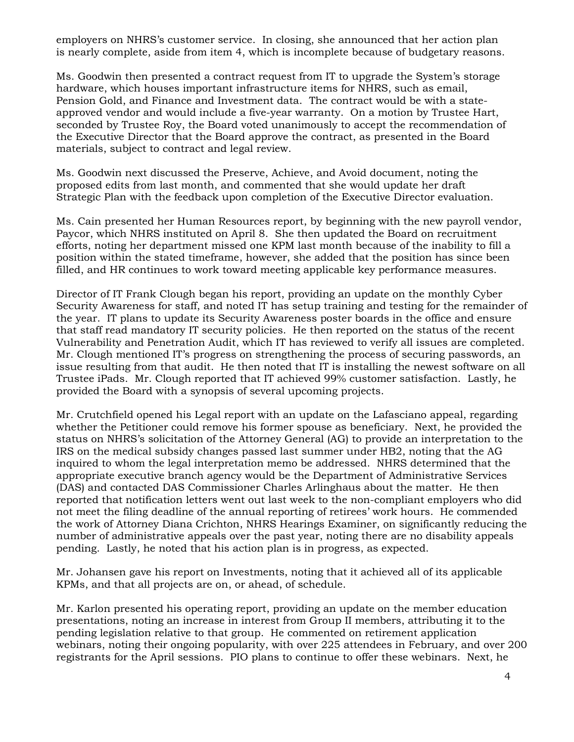employers on NHRS's customer service. In closing, she announced that her action plan is nearly complete, aside from item 4, which is incomplete because of budgetary reasons.

Ms. Goodwin then presented a contract request from IT to upgrade the System's storage hardware, which houses important infrastructure items for NHRS, such as email, Pension Gold, and Finance and Investment data. The contract would be with a state-approved vendor and would include a five-year warranty. On a motion by Trustee Hart, seconded by Trustee Roy, the Board voted unanimously to accept the recommendation of the Executive Director that the Board approve the contract, as presented in the Board materials, subject to contract and legal review.

Ms. Goodwin next discussed the Preserve, Achieve, and Avoid document, noting the proposed edits from last month, and commented that she would update her draft Strategic Plan with the feedback upon completion of the Executive Director evaluation.

Ms. Cain presented her Human Resources report, by beginning with the new payroll vendor, Paycor, which NHRS instituted on April 8. She then updated the Board on recruitment efforts, noting her department missed one KPM last month because of the inability to fill a position within the stated timeframe, however, she added that the position has since been filled, and HR continues to work toward meeting applicable key performance measures.

Director of IT Frank Clough began his report, providing an update on the monthly Cyber Security Awareness for staff, and noted IT has setup training and testing for the remainder of the year. IT plans to update its Security Awareness poster boards in the office and ensure that staff read mandatory IT security policies. He then reported on the status of the recent Vulnerability and Penetration Audit, which IT has reviewed to verify all issues are completed. Mr. Clough mentioned IT's progress on strengthening the process of securing passwords, an issue resulting from that audit. He then noted that IT is installing the newest software on all Trustee iPads. Mr. Clough reported that IT achieved 99% customer satisfaction. Lastly, he provided the Board with a synopsis of several upcoming projects.

Mr. Crutchfield opened his Legal report with an update on the Lafasciano appeal, regarding whether the Petitioner could remove his former spouse as beneficiary. Next, he provided the status on NHRS's solicitation of the Attorney General (AG) to provide an interpretation to the IRS on the medical subsidy changes passed last summer under HB2, noting that the AG inquired to whom the legal interpretation memo be addressed. NHRS determined that the appropriate executive branch agency would be the Department of Administrative Services (DAS) and contacted DAS Commissioner Charles Arlinghaus about the matter. He then reported that notification letters went out last week to the non-compliant employers who did not meet the filing deadline of the annual reporting of retirees' work hours. He commended the work of Attorney Diana Crichton, NHRS Hearings Examiner, on significantly reducing the number of administrative appeals over the past year, noting there are no disability appeals pending. Lastly, he noted that his action plan is in progress, as expected.

Mr. Johansen gave his report on Investments, noting that it achieved all of its applicable KPMs, and that all projects are on, or ahead, of schedule.

Mr. Karlon presented his operating report, providing an update on the member education presentations, noting an increase in interest from Group II members, attributing it to the pending legislation relative to that group. He commented on retirement application webinars, noting their ongoing popularity, with over 225 attendees in February, and over 200 registrants for the April sessions. PIO plans to continue to offer these webinars. Next, he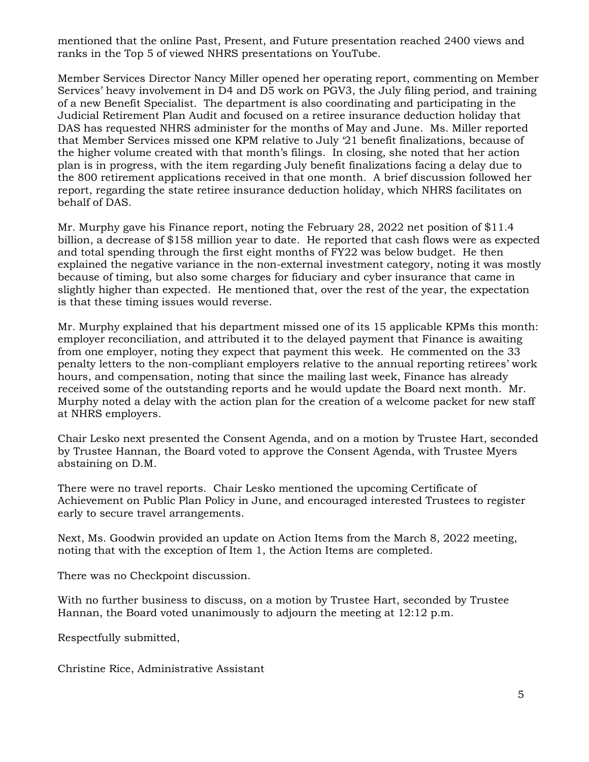mentioned that the online Past, Present, and Future presentation reached 2400 views and ranks in the Top 5 of viewed NHRS presentations on YouTube.

Member Services Director Nancy Miller opened her operating report, commenting on Member Services' heavy involvement in D4 and D5 work on PGV3, the July filing period, and training of a new Benefit Specialist. The department is also coordinating and participating in the Judicial Retirement Plan Audit and focused on a retiree insurance deduction holiday that DAS has requested NHRS administer for the months of May and June. Ms. Miller reported that Member Services missed one KPM relative to July '21 benefit finalizations, because of the higher volume created with that month's filings. In closing, she noted that her action plan is in progress, with the item regarding July benefit finalizations facing a delay due to the 800 retirement applications received in that one month. A brief discussion followed her report, regarding the state retiree insurance deduction holiday, which NHRS facilitates on behalf of DAS.

Mr. Murphy gave his Finance report, noting the February 28, 2022 net position of $11.4 billion, a decrease of $158 million year to date. He reported that cash flows were as expected and total spending through the first eight months of FY22 was below budget. He then explained the negative variance in the non-external investment category, noting it was mostly because of timing, but also some charges for fiduciary and cyber insurance that came in slightly higher than expected. He mentioned that, over the rest of the year, the expectation is that these timing issues would reverse.

Mr. Murphy explained that his department missed one of its 15 applicable KPMs this month: employer reconciliation, and attributed it to the delayed payment that Finance is awaiting from one employer, noting they expect that payment this week. He commented on the 33 penalty letters to the non-compliant employers relative to the annual reporting retirees' work hours, and compensation, noting that since the mailing last week, Finance has already received some of the outstanding reports and he would update the Board next month. Mr. Murphy noted a delay with the action plan for the creation of a welcome packet for new staff at NHRS employers.

Chair Lesko next presented the Consent Agenda, and on a motion by Trustee Hart, seconded by Trustee Hannan, the Board voted to approve the Consent Agenda, with Trustee Myers abstaining on D.M.

There were no travel reports. Chair Lesko mentioned the upcoming Certificate of Achievement on Public Plan Policy in June, and encouraged interested Trustees to register early to secure travel arrangements.

Next, Ms. Goodwin provided an update on Action Items from the March 8, 2022 meeting, noting that with the exception of Item 1, the Action Items are completed.

There was no Checkpoint discussion.

With no further business to discuss, on a motion by Trustee Hart, seconded by Trustee Hannan, the Board voted unanimously to adjourn the meeting at 12:12 p.m.

Respectfully submitted,

Christine Rice, Administrative Assistant